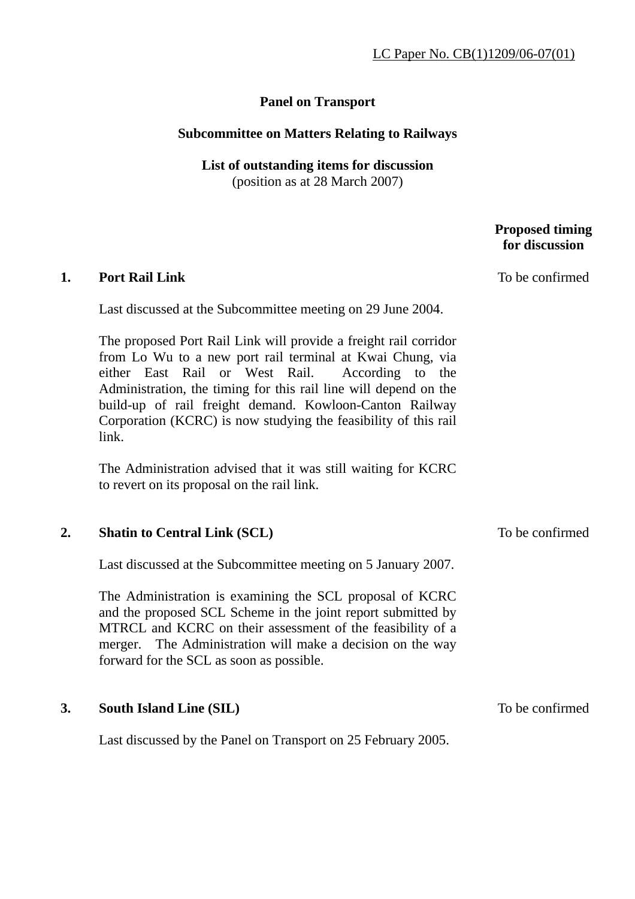LC Paper No. CB(1)1209/06-07(01)

**Panel on Transport**

**Subcommittee on Matters Relating to Railways**

**List of outstanding items for discussion**
(position as at 28 March 2007)

**Proposed timing for discussion**

**1. Port Rail Link** — To be confirmed

Last discussed at the Subcommittee meeting on 29 June 2004.

The proposed Port Rail Link will provide a freight rail corridor from Lo Wu to a new port rail terminal at Kwai Chung, via either East Rail or West Rail. According to the Administration, the timing for this rail line will depend on the build-up of rail freight demand. Kowloon-Canton Railway Corporation (KCRC) is now studying the feasibility of this rail link.

The Administration advised that it was still waiting for KCRC to revert on its proposal on the rail link.

**2. Shatin to Central Link (SCL)** — To be confirmed

Last discussed at the Subcommittee meeting on 5 January 2007.

The Administration is examining the SCL proposal of KCRC and the proposed SCL Scheme in the joint report submitted by MTRCL and KCRC on their assessment of the feasibility of a merger. The Administration will make a decision on the way forward for the SCL as soon as possible.

**3. South Island Line (SIL)** — To be confirmed

Last discussed by the Panel on Transport on 25 February 2005.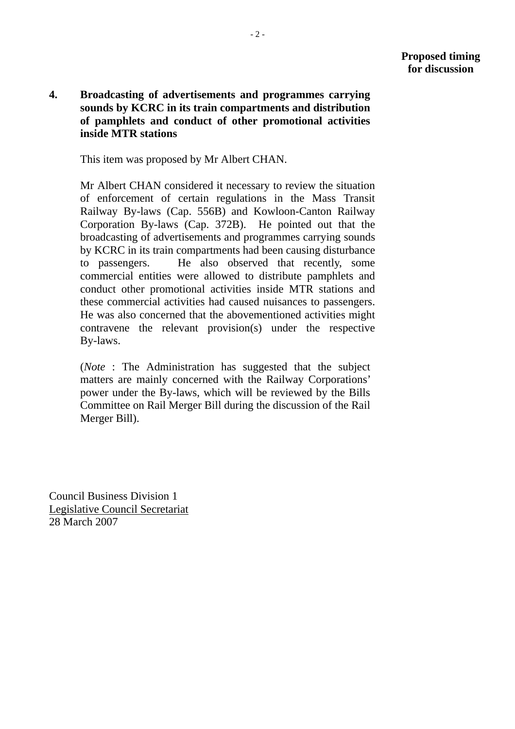**Proposed timing for discussion**

**4. Broadcasting of advertisements and programmes carrying sounds by KCRC in its train compartments and distribution of pamphlets and conduct of other promotional activities inside MTR stations**

This item was proposed by Mr Albert CHAN.

Mr Albert CHAN considered it necessary to review the situation of enforcement of certain regulations in the Mass Transit Railway By-laws (Cap. 556B) and Kowloon-Canton Railway Corporation By-laws (Cap. 372B). He pointed out that the broadcasting of advertisements and programmes carrying sounds by KCRC in its train compartments had been causing disturbance to passengers. He also observed that recently, some commercial entities were allowed to distribute pamphlets and conduct other promotional activities inside MTR stations and these commercial activities had caused nuisances to passengers. He was also concerned that the abovementioned activities might contravene the relevant provision(s) under the respective By-laws.

(*Note* : The Administration has suggested that the subject matters are mainly concerned with the Railway Corporations' power under the By-laws, which will be reviewed by the Bills Committee on Rail Merger Bill during the discussion of the Rail Merger Bill).

Council Business Division 1
Legislative Council Secretariat
28 March 2007